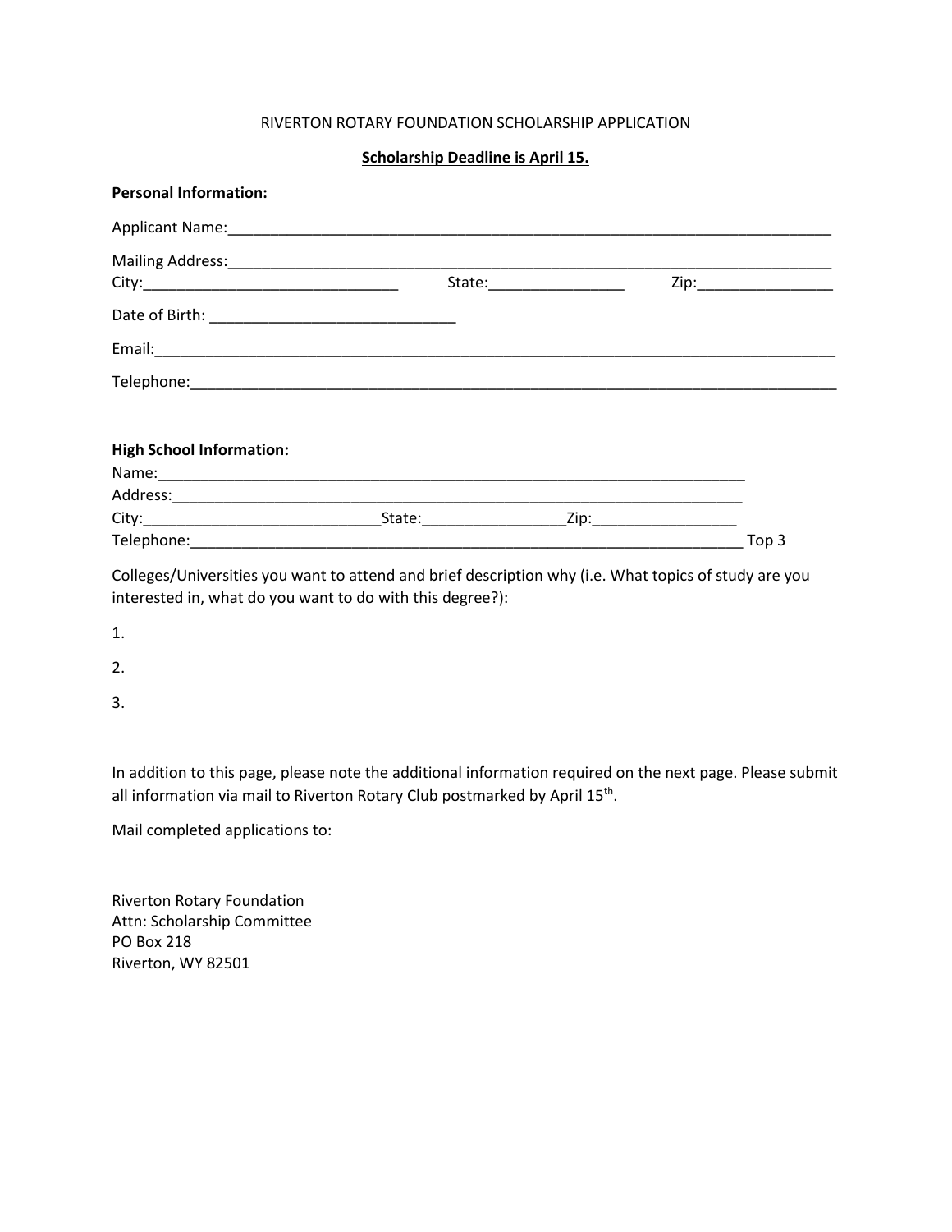# RIVERTON ROTARY FOUNDATION SCHOLARSHIP APPLICATION

**Scholarship Deadline is April 15.**

**Personal Information:**

Applicant Name:_______________________________________________________________________

Mailing Address:_______________________________________________________________________
City:______________________________ State:________________ Zip:________________

Date of Birth: _____________________________

Email:_________________________________________________________________________________

Telephone:_____________________________________________________________________________

**High School Information:**
Name:_______________________________________________________________________
Address:_____________________________________________________________________
City:____________________________State:________________Zip:_________________
Telephone:__________________________________________________________________ Top 3

Colleges/Universities you want to attend and brief description why (i.e. What topics of study are you interested in, what do you want to do with this degree?):

1.

2.

3.

In addition to this page, please note the additional information required on the next page. Please submit all information via mail to Riverton Rotary Club postmarked by April 15th.

Mail completed applications to:

Riverton Rotary Foundation
Attn: Scholarship Committee
PO Box 218
Riverton, WY 82501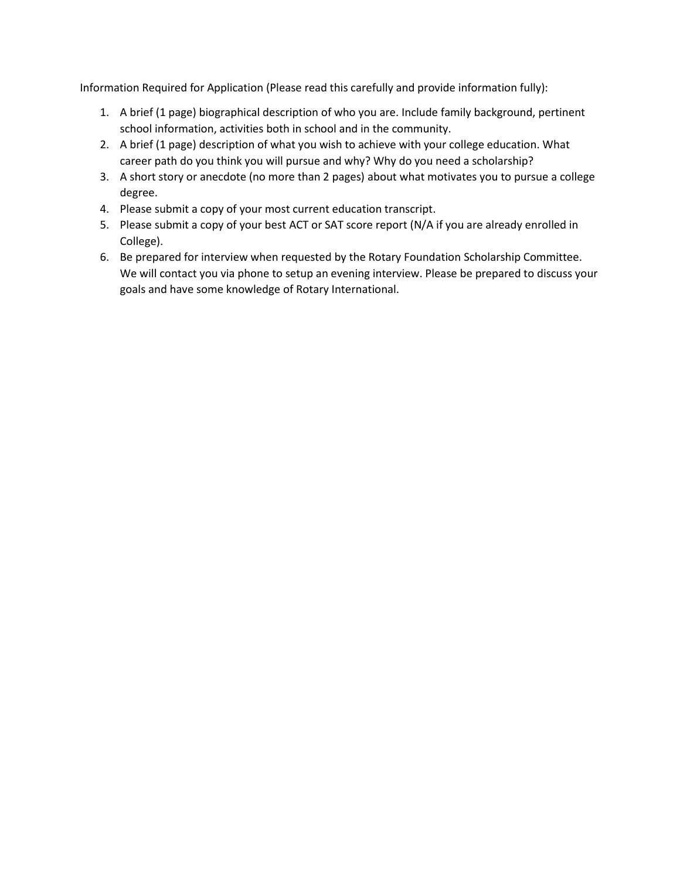Information Required for Application (Please read this carefully and provide information fully):

1. A brief (1 page) biographical description of who you are. Include family background, pertinent school information, activities both in school and in the community.
2. A brief (1 page) description of what you wish to achieve with your college education. What career path do you think you will pursue and why? Why do you need a scholarship?
3. A short story or anecdote (no more than 2 pages) about what motivates you to pursue a college degree.
4. Please submit a copy of your most current education transcript.
5. Please submit a copy of your best ACT or SAT score report (N/A if you are already enrolled in College).
6. Be prepared for interview when requested by the Rotary Foundation Scholarship Committee. We will contact you via phone to setup an evening interview. Please be prepared to discuss your goals and have some knowledge of Rotary International.